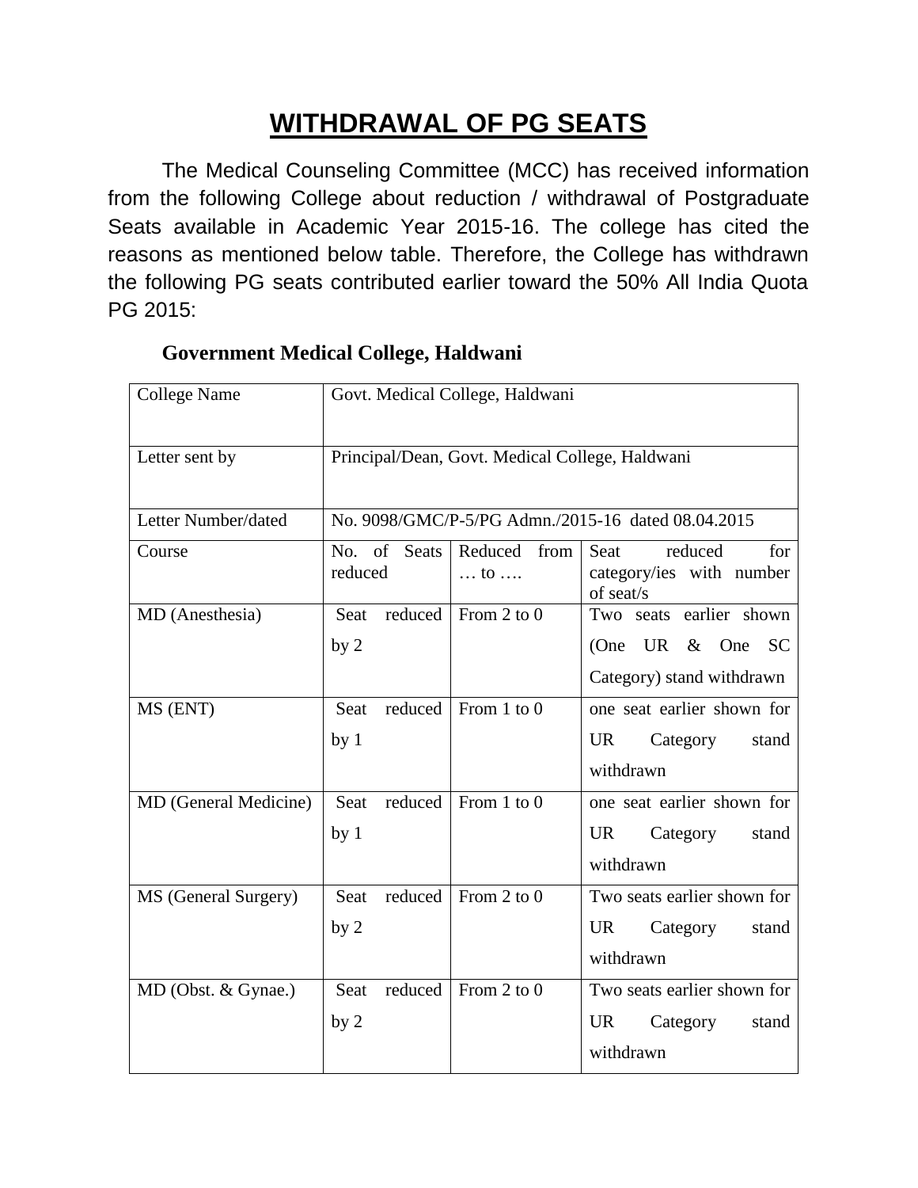# WITHDRAWAL OF PG SEATS

The Medical Counseling Committee (MCC) has received information from the following College about reduction / withdrawal of Postgraduate Seats available in Academic Year 2015-16. The college has cited the reasons as mentioned below table. Therefore, the College has withdrawn the following PG seats contributed earlier toward the 50% All India Quota PG 2015:

**Government Medical College, Haldwani**

| College Name | Govt. Medical College, Haldwani | | |
|---|---|---|---|
| Letter sent by | Principal/Dean, Govt. Medical College, Haldwani | | |
| Letter Number/dated | No. 9098/GMC/P-5/PG Admn./2015-16 dated 08.04.2015 | | |
| Course | No. of Seats reduced | Reduced from … to …. | Seat reduced for category/ies with number of seat/s |
| MD (Anesthesia) | Seat reduced by 2 | From 2 to 0 | Two seats earlier shown (One UR & One SC Category) stand withdrawn |
| MS (ENT) | Seat reduced by 1 | From 1 to 0 | one seat earlier shown for UR Category stand withdrawn |
| MD (General Medicine) | Seat reduced by 1 | From 1 to 0 | one seat earlier shown for UR Category stand withdrawn |
| MS (General Surgery) | Seat reduced by 2 | From 2 to 0 | Two seats earlier shown for UR Category stand withdrawn |
| MD (Obst. & Gynae.) | Seat reduced by 2 | From 2 to 0 | Two seats earlier shown for UR Category stand withdrawn |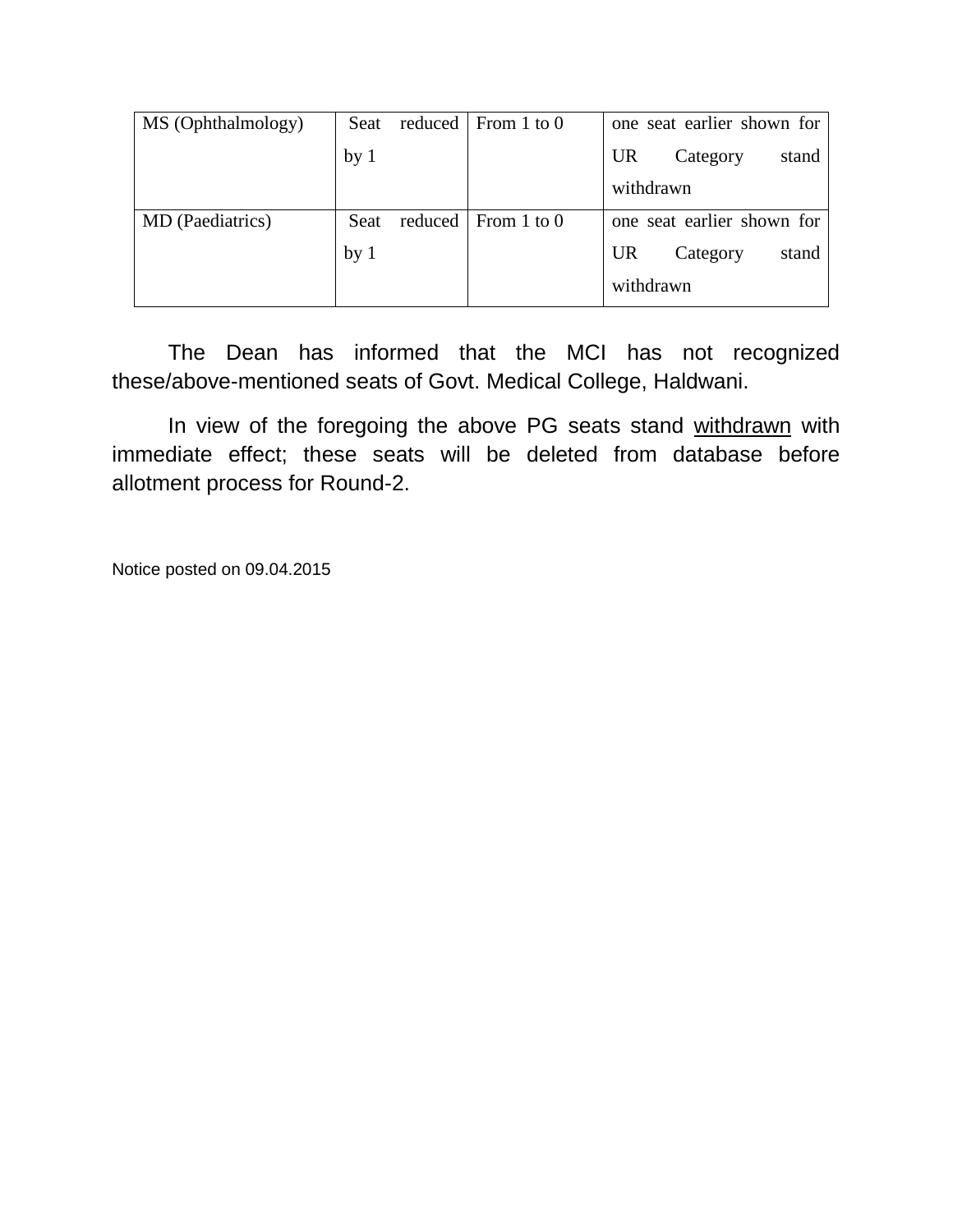| | | | |
|---|---|---|---|
| MS (Ophthalmology) | Seat reduced by 1 | From 1 to 0 | one seat earlier shown for UR Category stand withdrawn |
| MD (Paediatrics) | Seat reduced by 1 | From 1 to 0 | one seat earlier shown for UR Category stand withdrawn |

The Dean has informed that the MCI has not recognized these/above-mentioned seats of Govt. Medical College, Haldwani.

In view of the foregoing the above PG seats stand withdrawn with immediate effect; these seats will be deleted from database before allotment process for Round-2.

Notice posted on 09.04.2015